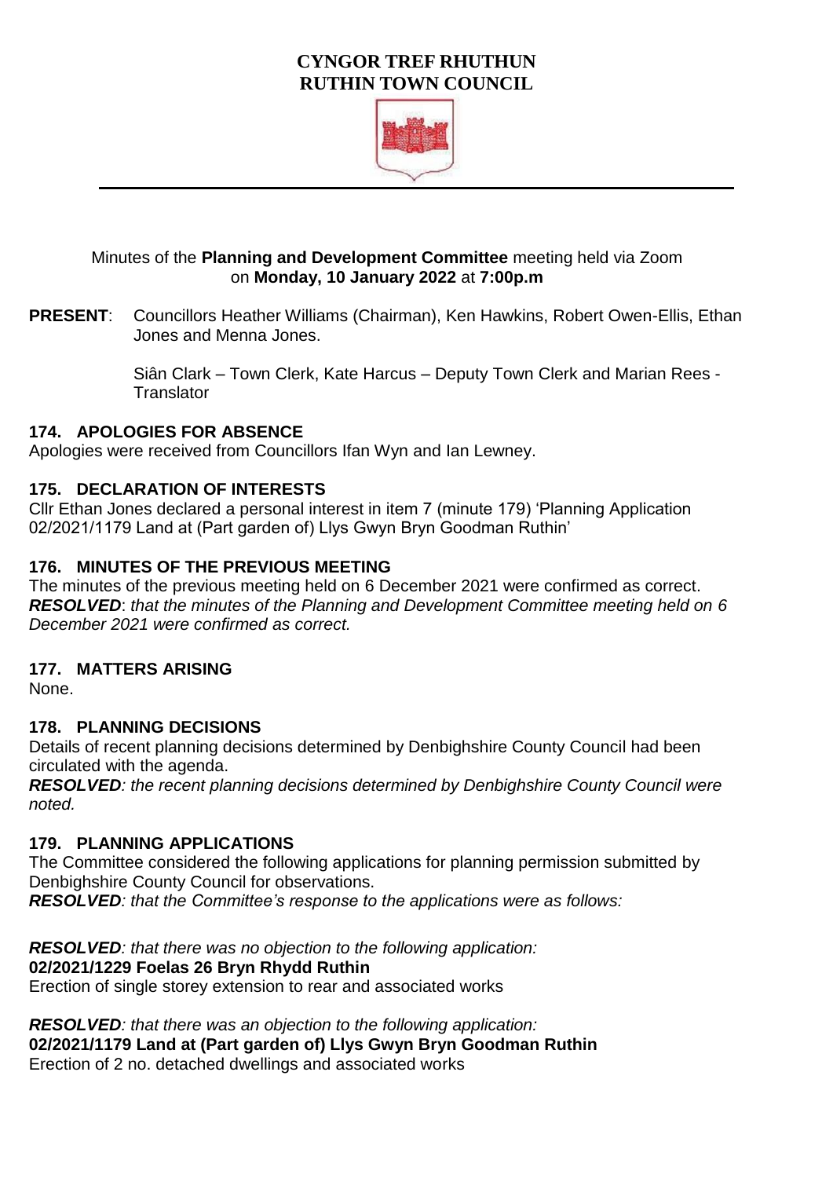# CYNGOR TREF RHUTHUN
# RUTHIN TOWN COUNCIL

Minutes of the **Planning and Development Committee** meeting held via Zoom on **Monday, 10 January 2022** at **7:00p.m**

**PRESENT**: Councillors Heather Williams (Chairman), Ken Hawkins, Robert Owen-Ellis, Ethan Jones and Menna Jones.

Siân Clark – Town Clerk, Kate Harcus – Deputy Town Clerk and Marian Rees - Translator

### 174. APOLOGIES FOR ABSENCE

Apologies were received from Councillors Ifan Wyn and Ian Lewney.

### 175. DECLARATION OF INTERESTS

Cllr Ethan Jones declared a personal interest in item 7 (minute 179) 'Planning Application 02/2021/1179 Land at (Part garden of) Llys Gwyn Bryn Goodman Ruthin'

### 176. MINUTES OF THE PREVIOUS MEETING

The minutes of the previous meeting held on 6 December 2021 were confirmed as correct.
***RESOLVED***: *that the minutes of the Planning and Development Committee meeting held on 6 December 2021 were confirmed as correct.*

### 177. MATTERS ARISING

None.

### 178. PLANNING DECISIONS

Details of recent planning decisions determined by Denbighshire County Council had been circulated with the agenda.
***RESOLVED***: *the recent planning decisions determined by Denbighshire County Council were noted.*

### 179. PLANNING APPLICATIONS

The Committee considered the following applications for planning permission submitted by Denbighshire County Council for observations.
***RESOLVED***: *that the Committee's response to the applications were as follows:*

***RESOLVED***: *that there was no objection to the following application:*
**02/2021/1229 Foelas 26 Bryn Rhydd Ruthin**
Erection of single storey extension to rear and associated works

***RESOLVED***: *that there was an objection to the following application:*
**02/2021/1179 Land at (Part garden of) Llys Gwyn Bryn Goodman Ruthin**
Erection of 2 no. detached dwellings and associated works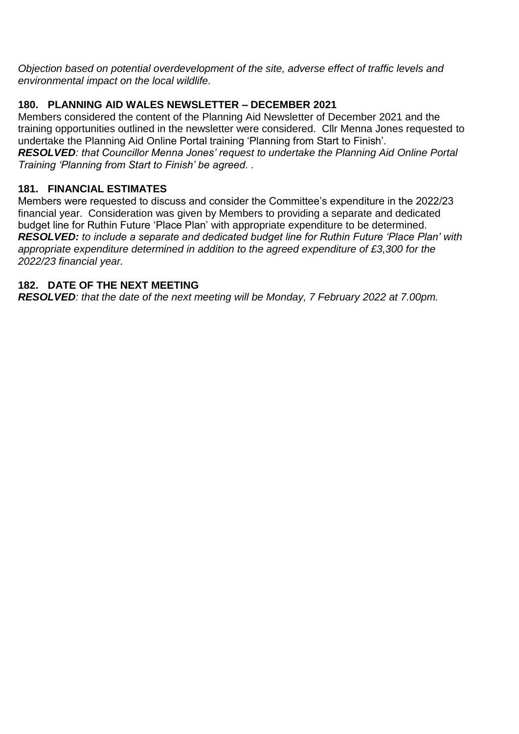*Objection based on potential overdevelopment of the site, adverse effect of traffic levels and environmental impact on the local wildlife.*

### 180. PLANNING AID WALES NEWSLETTER – DECEMBER 2021

Members considered the content of the Planning Aid Newsletter of December 2021 and the training opportunities outlined in the newsletter were considered. Cllr Menna Jones requested to undertake the Planning Aid Online Portal training 'Planning from Start to Finish'.

***RESOLVED****: that Councillor Menna Jones' request to undertake the Planning Aid Online Portal Training 'Planning from Start to Finish' be agreed. .*

### 181. FINANCIAL ESTIMATES

Members were requested to discuss and consider the Committee's expenditure in the 2022/23 financial year. Consideration was given by Members to providing a separate and dedicated budget line for Ruthin Future 'Place Plan' with appropriate expenditure to be determined.

***RESOLVED:*** *to include a separate and dedicated budget line for Ruthin Future 'Place Plan' with appropriate expenditure determined in addition to the agreed expenditure of £3,300 for the 2022/23 financial year.*

### 182. DATE OF THE NEXT MEETING

***RESOLVED****: that the date of the next meeting will be Monday, 7 February 2022 at 7.00pm.*